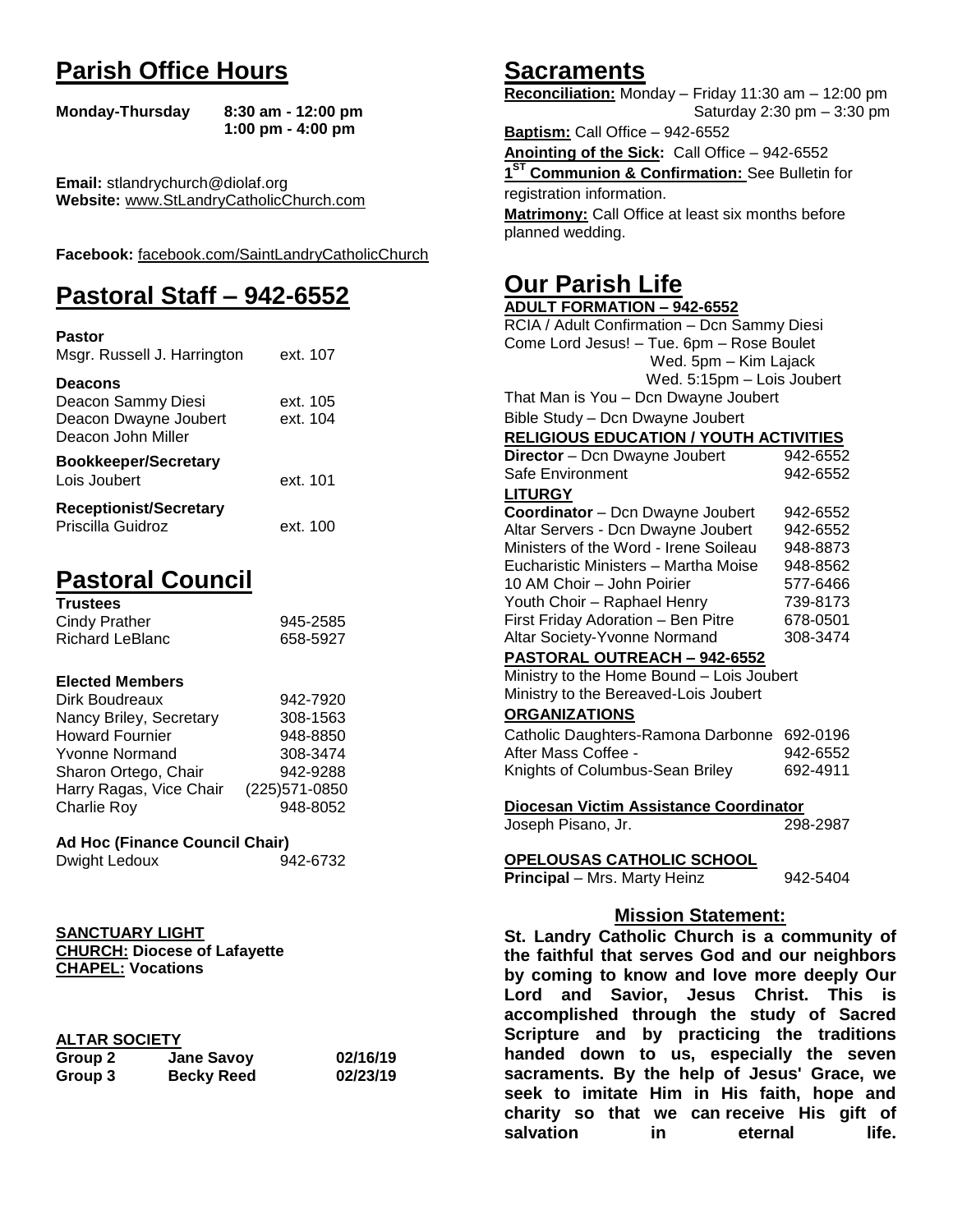# Parish Office Hours

**Monday-Thursday** **8:30 am - 12:00 pm**
**1:00 pm - 4:00 pm**

**Email:** stlandrychurch@diolaf.org
**Website:** www.StLandryCatholicChurch.com

**Facebook:** facebook.com/SaintLandryCatholicChurch

# Pastoral Staff – 942-6552

**Pastor**
Msgr. Russell J. Harrington ext. 107

**Deacons**
Deacon Sammy Diesi ext. 105
Deacon Dwayne Joubert ext. 104
Deacon John Miller

**Bookkeeper/Secretary**
Lois Joubert ext. 101

**Receptionist/Secretary**
Priscilla Guidroz ext. 100

# Pastoral Council

**Trustees**

| | |
|---|---|
| Cindy Prather | 945-2585 |
| Richard LeBlanc | 658-5927 |

**Elected Members**

| | |
|---|---|
| Dirk Boudreaux | 942-7920 |
| Nancy Briley, Secretary | 308-1563 |
| Howard Fournier | 948-8850 |
| Yvonne Normand | 308-3474 |
| Sharon Ortego, Chair | 942-9288 |
| Harry Ragas, Vice Chair | (225)571-0850 |
| Charlie Roy | 948-8052 |

**Ad Hoc (Finance Council Chair)**
Dwight Ledoux 942-6732

**SANCTUARY LIGHT**
**CHURCH: Diocese of Lafayette**
**CHAPEL: Vocations**

**ALTAR SOCIETY**

| | | |
|---|---|---|
| **Group 2** | **Jane Savoy** | **02/16/19** |
| **Group 3** | **Becky Reed** | **02/23/19** |

# Sacraments

**Reconciliation:** Monday – Friday 11:30 am – 12:00 pm
Saturday 2:30 pm – 3:30 pm

**Baptism:** Call Office – 942-6552

**Anointing of the Sick:** Call Office – 942-6552

**1ST Communion & Confirmation:** See Bulletin for registration information.

**Matrimony:** Call Office at least six months before planned wedding.

# Our Parish Life

**ADULT FORMATION – 942-6552**

RCIA / Adult Confirmation – Dcn Sammy Diesi
Come Lord Jesus! – Tue. 6pm – Rose Boulet
Wed. 5pm – Kim Lajack
Wed. 5:15pm – Lois Joubert
That Man is You – Dcn Dwayne Joubert
Bible Study – Dcn Dwayne Joubert

**RELIGIOUS EDUCATION / YOUTH ACTIVITIES**

| | |
|---|---|
| **Director** – Dcn Dwayne Joubert | 942-6552 |
| Safe Environment | 942-6552 |

**LITURGY**

| | |
|---|---|
| **Coordinator** – Dcn Dwayne Joubert | 942-6552 |
| Altar Servers - Dcn Dwayne Joubert | 942-6552 |
| Ministers of the Word - Irene Soileau | 948-8873 |
| Eucharistic Ministers – Martha Moise | 948-8562 |
| 10 AM Choir – John Poirier | 577-6466 |
| Youth Choir – Raphael Henry | 739-8173 |
| First Friday Adoration – Ben Pitre | 678-0501 |
| Altar Society-Yvonne Normand | 308-3474 |

**PASTORAL OUTREACH – 942-6552**

Ministry to the Home Bound – Lois Joubert
Ministry to the Bereaved-Lois Joubert

**ORGANIZATIONS**

| | |
|---|---|
| Catholic Daughters-Ramona Darbonne | 692-0196 |
| After Mass Coffee - | 942-6552 |
| Knights of Columbus-Sean Briley | 692-4911 |

**Diocesan Victim Assistance Coordinator**
Joseph Pisano, Jr. 298-2987

**OPELOUSAS CATHOLIC SCHOOL**
**Principal** – Mrs. Marty Heinz 942-5404

## Mission Statement:

**St. Landry Catholic Church is a community of the faithful that serves God and our neighbors by coming to know and love more deeply Our Lord and Savior, Jesus Christ. This is accomplished through the study of Sacred Scripture and by practicing the traditions handed down to us, especially the seven sacraments. By the help of Jesus' Grace, we seek to imitate Him in His faith, hope and charity so that we can receive His gift of salvation in eternal life.**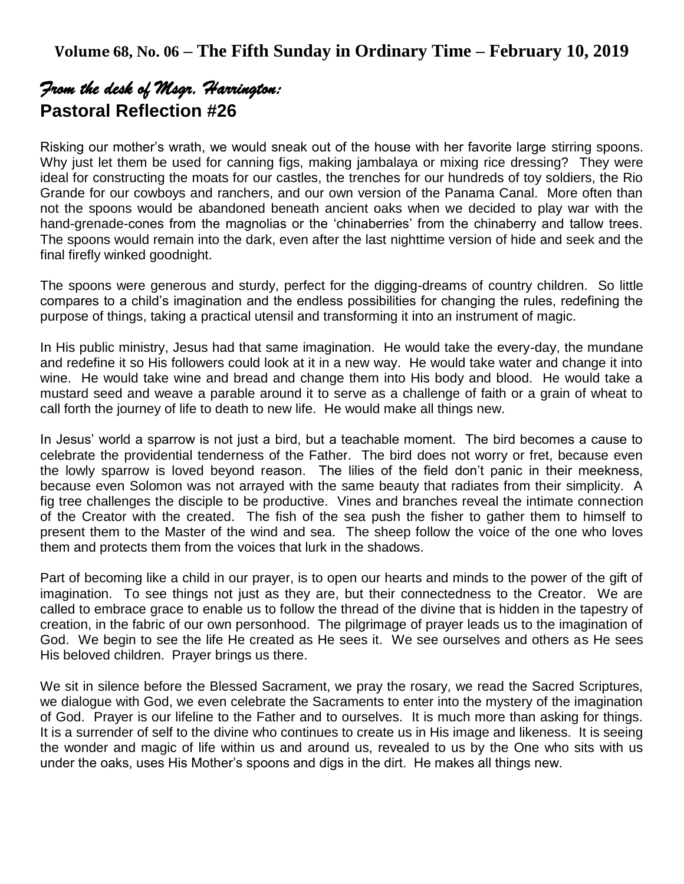**Volume 68, No. 06 – The Fifth Sunday in Ordinary Time – February 10, 2019**

## *From the desk of Msgr. Harrington:*

## Pastoral Reflection #26

Risking our mother's wrath, we would sneak out of the house with her favorite large stirring spoons. Why just let them be used for canning figs, making jambalaya or mixing rice dressing? They were ideal for constructing the moats for our castles, the trenches for our hundreds of toy soldiers, the Rio Grande for our cowboys and ranchers, and our own version of the Panama Canal. More often than not the spoons would be abandoned beneath ancient oaks when we decided to play war with the hand-grenade-cones from the magnolias or the 'chinaberries' from the chinaberry and tallow trees. The spoons would remain into the dark, even after the last nighttime version of hide and seek and the final firefly winked goodnight.

The spoons were generous and sturdy, perfect for the digging-dreams of country children. So little compares to a child's imagination and the endless possibilities for changing the rules, redefining the purpose of things, taking a practical utensil and transforming it into an instrument of magic.

In His public ministry, Jesus had that same imagination. He would take the every-day, the mundane and redefine it so His followers could look at it in a new way. He would take water and change it into wine. He would take wine and bread and change them into His body and blood. He would take a mustard seed and weave a parable around it to serve as a challenge of faith or a grain of wheat to call forth the journey of life to death to new life. He would make all things new.

In Jesus' world a sparrow is not just a bird, but a teachable moment. The bird becomes a cause to celebrate the providential tenderness of the Father. The bird does not worry or fret, because even the lowly sparrow is loved beyond reason. The lilies of the field don't panic in their meekness, because even Solomon was not arrayed with the same beauty that radiates from their simplicity. A fig tree challenges the disciple to be productive. Vines and branches reveal the intimate connection of the Creator with the created. The fish of the sea push the fisher to gather them to himself to present them to the Master of the wind and sea. The sheep follow the voice of the one who loves them and protects them from the voices that lurk in the shadows.

Part of becoming like a child in our prayer, is to open our hearts and minds to the power of the gift of imagination. To see things not just as they are, but their connectedness to the Creator. We are called to embrace grace to enable us to follow the thread of the divine that is hidden in the tapestry of creation, in the fabric of our own personhood. The pilgrimage of prayer leads us to the imagination of God. We begin to see the life He created as He sees it. We see ourselves and others as He sees His beloved children. Prayer brings us there.

We sit in silence before the Blessed Sacrament, we pray the rosary, we read the Sacred Scriptures, we dialogue with God, we even celebrate the Sacraments to enter into the mystery of the imagination of God. Prayer is our lifeline to the Father and to ourselves. It is much more than asking for things. It is a surrender of self to the divine who continues to create us in His image and likeness. It is seeing the wonder and magic of life within us and around us, revealed to us by the One who sits with us under the oaks, uses His Mother's spoons and digs in the dirt. He makes all things new.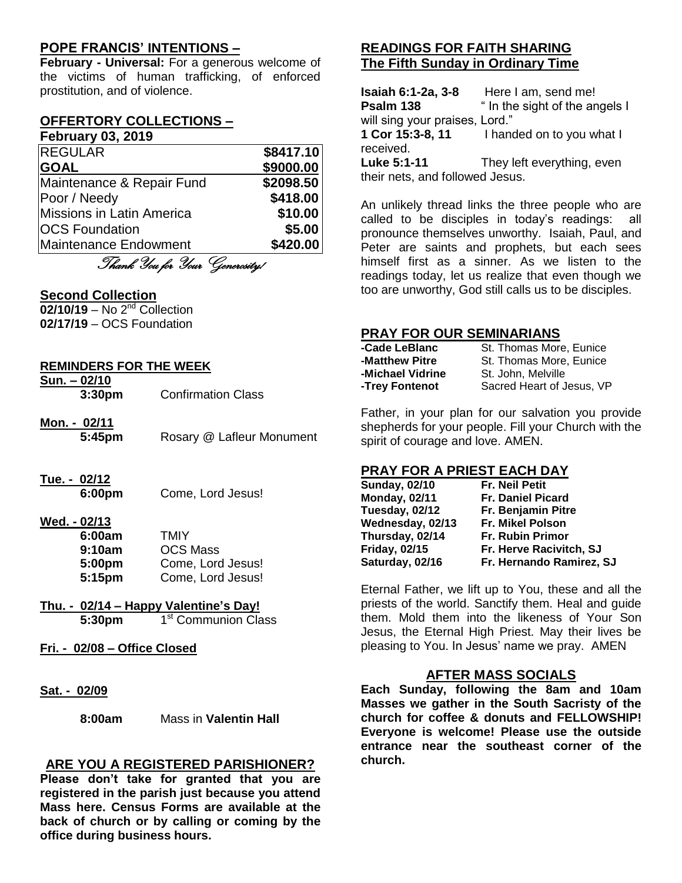## POPE FRANCIS' INTENTIONS –

**February - Universal:** For a generous welcome of the victims of human trafficking, of enforced prostitution, and of violence.

## OFFERTORY COLLECTIONS –

**February 03, 2019**

| | |
|---|---|
| REGULAR | **$8417.10** |
| **GOAL** | **$9000.00** |
| Maintenance & Repair Fund | **$2098.50** |
| Poor / Needy | **$418.00** |
| Missions in Latin America | **$10.00** |
| OCS Foundation | **$5.00** |
| Maintenance Endowment | **$420.00** |

*Thank You for Your Generosity!*

## Second Collection

**02/10/19** – No 2nd Collection
**02/17/19** – OCS Foundation

## REMINDERS FOR THE WEEK

**Sun. – 02/10**
**3:30pm** Confirmation Class

**Mon. - 02/11**
**5:45pm** Rosary @ Lafleur Monument

**Tue. - 02/12**
**6:00pm** Come, Lord Jesus!

**Wed. - 02/13**
**6:00am** TMIY
**9:10am** OCS Mass
**5:00pm** Come, Lord Jesus!
**5:15pm** Come, Lord Jesus!

**Thu. - 02/14 – Happy Valentine's Day!**
**5:30pm** 1st Communion Class

**Fri. - 02/08 – Office Closed**

**Sat. - 02/09**

**8:00am** Mass in **Valentin Hall**

## ARE YOU A REGISTERED PARISHIONER?

**Please don't take for granted that you are registered in the parish just because you attend Mass here. Census Forms are available at the back of church or by calling or coming by the office during business hours.**

## READINGS FOR FAITH SHARING
## The Fifth Sunday in Ordinary Time

**Isaiah 6:1-2a, 3-8** Here I am, send me!
**Psalm 138** " In the sight of the angels I will sing your praises, Lord."
**1 Cor 15:3-8, 11** I handed on to you what I received.
**Luke 5:1-11** They left everything, even their nets, and followed Jesus.

An unlikely thread links the three people who are called to be disciples in today's readings: all pronounce themselves unworthy. Isaiah, Paul, and Peter are saints and prophets, but each sees himself first as a sinner. As we listen to the readings today, let us realize that even though we too are unworthy, God still calls us to be disciples.

## PRAY FOR OUR SEMINARIANS

**-Cade LeBlanc** St. Thomas More, Eunice
**-Matthew Pitre** St. Thomas More, Eunice
**-Michael Vidrine** St. John, Melville
**-Trey Fontenot** Sacred Heart of Jesus, VP

Father, in your plan for our salvation you provide shepherds for your people. Fill your Church with the spirit of courage and love. AMEN.

## PRAY FOR A PRIEST EACH DAY

**Sunday, 02/10** **Fr. Neil Petit**
**Monday, 02/11** **Fr. Daniel Picard**
**Tuesday, 02/12** **Fr. Benjamin Pitre**
**Wednesday, 02/13** **Fr. Mikel Polson**
**Thursday, 02/14** **Fr. Rubin Primor**
**Friday, 02/15** **Fr. Herve Racivitch, SJ**
**Saturday, 02/16** **Fr. Hernando Ramirez, SJ**

Eternal Father, we lift up to You, these and all the priests of the world. Sanctify them. Heal and guide them. Mold them into the likeness of Your Son Jesus, the Eternal High Priest. May their lives be pleasing to You. In Jesus' name we pray. AMEN

## AFTER MASS SOCIALS

**Each Sunday, following the 8am and 10am Masses we gather in the South Sacristy of the church for coffee & donuts and FELLOWSHIP! Everyone is welcome! Please use the outside entrance near the southeast corner of the church.**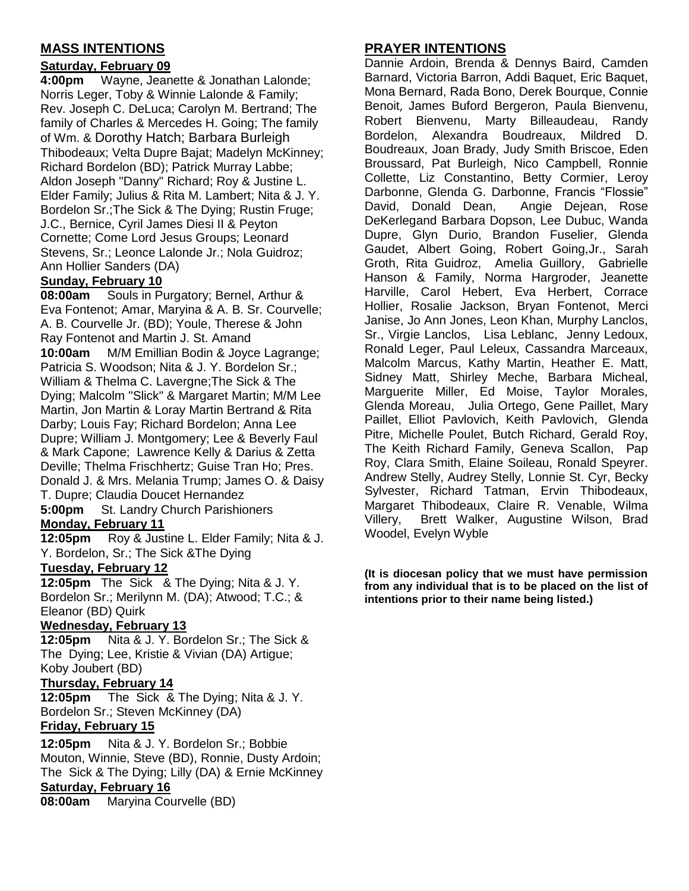## MASS INTENTIONS

**Saturday, February 09**

**4:00pm** Wayne, Jeanette & Jonathan Lalonde; Norris Leger, Toby & Winnie Lalonde & Family; Rev. Joseph C. DeLuca; Carolyn M. Bertrand; The family of Charles & Mercedes H. Going; The family of Wm. & Dorothy Hatch; Barbara Burleigh Thibodeaux; Velta Dupre Bajat; Madelyn McKinney; Richard Bordelon (BD); Patrick Murray Labbe; Aldon Joseph "Danny" Richard; Roy & Justine L. Elder Family; Julius & Rita M. Lambert; Nita & J. Y. Bordelon Sr.;The Sick & The Dying; Rustin Fruge; J.C., Bernice, Cyril James Diesi II & Peyton Cornette; Come Lord Jesus Groups; Leonard Stevens, Sr.; Leonce Lalonde Jr.; Nola Guidroz; Ann Hollier Sanders (DA)

**Sunday, February 10**

**08:00am** Souls in Purgatory; Bernel, Arthur & Eva Fontenot; Amar, Maryina & A. B. Sr. Courvelle; A. B. Courvelle Jr. (BD); Youle, Therese & John Ray Fontenot and Martin J. St. Amand

**10:00am** M/M Emillian Bodin & Joyce Lagrange; Patricia S. Woodson; Nita & J. Y. Bordelon Sr.; William & Thelma C. Lavergne;The Sick & The Dying; Malcolm "Slick" & Margaret Martin; M/M Lee Martin, Jon Martin & Loray Martin Bertrand & Rita Darby; Louis Fay; Richard Bordelon; Anna Lee Dupre; William J. Montgomery; Lee & Beverly Faul & Mark Capone; Lawrence Kelly & Darius & Zetta Deville; Thelma Frischhertz; Guise Tran Ho; Pres. Donald J. & Mrs. Melania Trump; James O. & Daisy T. Dupre; Claudia Doucet Hernandez

**5:00pm** St. Landry Church Parishioners

**Monday, February 11**

**12:05pm** Roy & Justine L. Elder Family; Nita & J. Y. Bordelon, Sr.; The Sick &The Dying

**Tuesday, February 12**

**12:05pm** The Sick & The Dying; Nita & J. Y. Bordelon Sr.; Merilynn M. (DA); Atwood; T.C.; & Eleanor (BD) Quirk

**Wednesday, February 13**

**12:05pm** Nita & J. Y. Bordelon Sr.; The Sick & The Dying; Lee, Kristie & Vivian (DA) Artigue; Koby Joubert (BD)

**Thursday, February 14**

**12:05pm** The Sick & The Dying; Nita & J. Y. Bordelon Sr.; Steven McKinney (DA)

**Friday, February 15**

**12:05pm** Nita & J. Y. Bordelon Sr.; Bobbie Mouton, Winnie, Steve (BD), Ronnie, Dusty Ardoin; The Sick & The Dying; Lilly (DA) & Ernie McKinney

**Saturday, February 16**

**08:00am** Maryina Courvelle (BD)

## PRAYER INTENTIONS

Dannie Ardoin, Brenda & Dennys Baird, Camden Barnard, Victoria Barron, Addi Baquet, Eric Baquet, Mona Bernard, Rada Bono, Derek Bourque, Connie Benoit, James Buford Bergeron, Paula Bienvenu, Robert Bienvenu, Marty Billeaudeau, Randy Bordelon, Alexandra Boudreaux, Mildred D. Boudreaux, Joan Brady, Judy Smith Briscoe, Eden Broussard, Pat Burleigh, Nico Campbell, Ronnie Collette, Liz Constantino, Betty Cormier, Leroy Darbonne, Glenda G. Darbonne, Francis "Flossie" David, Donald Dean, Angie Dejean, Rose DeKerlegand Barbara Dopson, Lee Dubuc, Wanda Dupre, Glyn Durio, Brandon Fuselier, Glenda Gaudet, Albert Going, Robert Going,Jr., Sarah Groth, Rita Guidroz, Amelia Guillory, Gabrielle Hanson & Family, Norma Hargroder, Jeanette Harville, Carol Hebert, Eva Herbert, Corrace Hollier, Rosalie Jackson, Bryan Fontenot, Merci Janise, Jo Ann Jones, Leon Khan, Murphy Lanclos, Sr., Virgie Lanclos, Lisa Leblanc, Jenny Ledoux, Ronald Leger, Paul Leleux, Cassandra Marceaux, Malcolm Marcus, Kathy Martin, Heather E. Matt, Sidney Matt, Shirley Meche, Barbara Micheal, Marguerite Miller, Ed Moise, Taylor Morales, Glenda Moreau, Julia Ortego, Gene Paillet, Mary Paillet, Elliot Pavlovich, Keith Pavlovich, Glenda Pitre, Michelle Poulet, Butch Richard, Gerald Roy, The Keith Richard Family, Geneva Scallon, Pap Roy, Clara Smith, Elaine Soileau, Ronald Speyrer. Andrew Stelly, Audrey Stelly, Lonnie St. Cyr, Becky Sylvester, Richard Tatman, Ervin Thibodeaux, Margaret Thibodeaux, Claire R. Venable, Wilma Villery, Brett Walker, Augustine Wilson, Brad Woodel, Evelyn Wyble

**(It is diocesan policy that we must have permission from any individual that is to be placed on the list of intentions prior to their name being listed.)**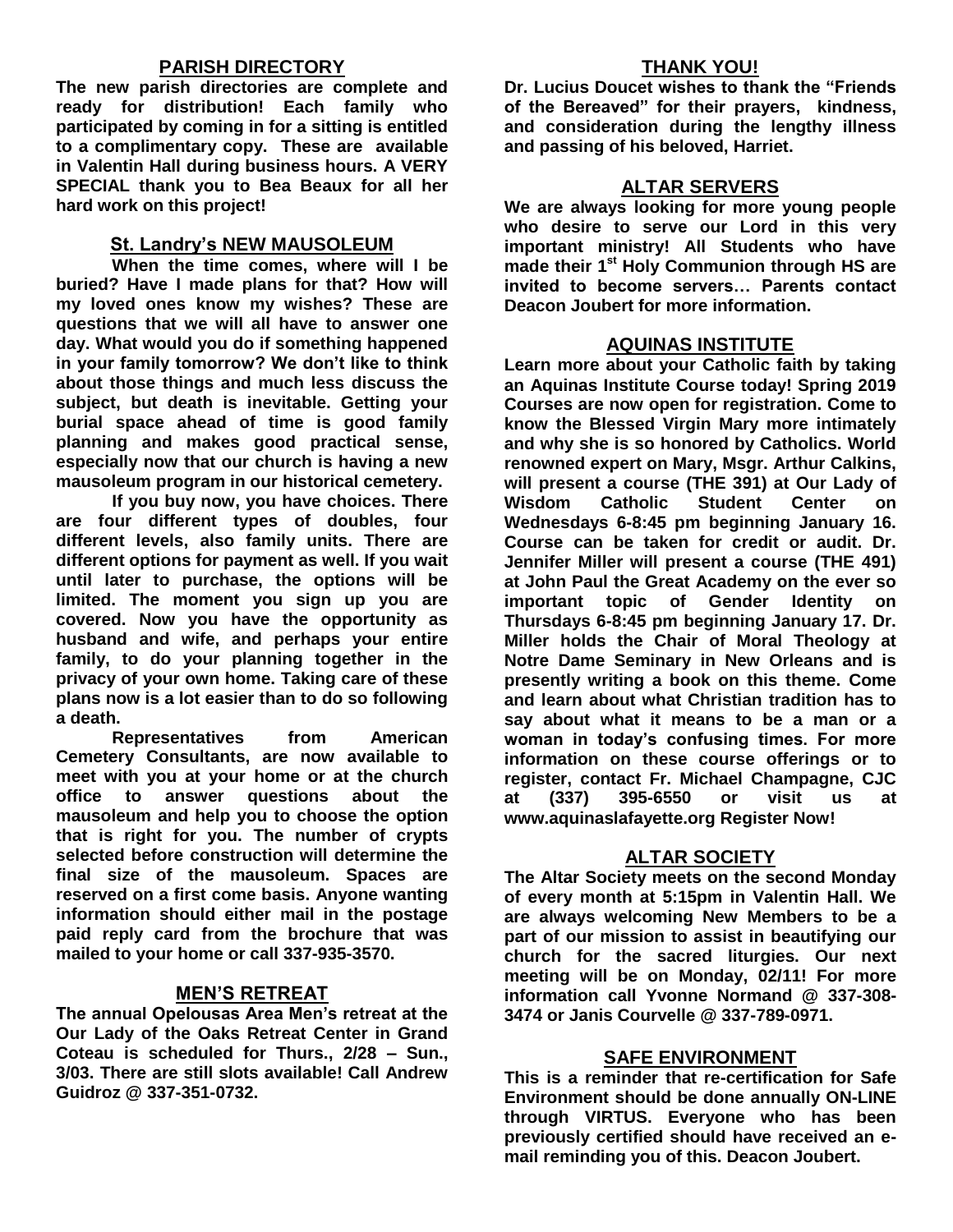## PARISH DIRECTORY

**The new parish directories are complete and ready for distribution! Each family who participated by coming in for a sitting is entitled to a complimentary copy. These are available in Valentin Hall during business hours. A VERY SPECIAL thank you to Bea Beaux for all her hard work on this project!**

## St. Landry's NEW MAUSOLEUM

**When the time comes, where will I be buried? Have I made plans for that? How will my loved ones know my wishes? These are questions that we will all have to answer one day. What would you do if something happened in your family tomorrow? We don't like to think about those things and much less discuss the subject, but death is inevitable. Getting your burial space ahead of time is good family planning and makes good practical sense, especially now that our church is having a new mausoleum program in our historical cemetery.**

**If you buy now, you have choices. There are four different types of doubles, four different levels, also family units. There are different options for payment as well. If you wait until later to purchase, the options will be limited. The moment you sign up you are covered. Now you have the opportunity as husband and wife, and perhaps your entire family, to do your planning together in the privacy of your own home. Taking care of these plans now is a lot easier than to do so following a death.**

**Representatives from American Cemetery Consultants, are now available to meet with you at your home or at the church office to answer questions about the mausoleum and help you to choose the option that is right for you. The number of crypts selected before construction will determine the final size of the mausoleum. Spaces are reserved on a first come basis. Anyone wanting information should either mail in the postage paid reply card from the brochure that was mailed to your home or call 337-935-3570.**

## MEN'S RETREAT

**The annual Opelousas Area Men's retreat at the Our Lady of the Oaks Retreat Center in Grand Coteau is scheduled for Thurs., 2/28 – Sun., 3/03. There are still slots available! Call Andrew Guidroz @ 337-351-0732.**

## THANK YOU!

**Dr. Lucius Doucet wishes to thank the "Friends of the Bereaved" for their prayers, kindness, and consideration during the lengthy illness and passing of his beloved, Harriet.**

## ALTAR SERVERS

**We are always looking for more young people who desire to serve our Lord in this very important ministry! All Students who have made their 1st Holy Communion through HS are invited to become servers… Parents contact Deacon Joubert for more information.**

## AQUINAS INSTITUTE

**Learn more about your Catholic faith by taking an Aquinas Institute Course today! Spring 2019 Courses are now open for registration. Come to know the Blessed Virgin Mary more intimately and why she is so honored by Catholics. World renowned expert on Mary, Msgr. Arthur Calkins, will present a course (THE 391) at Our Lady of Wisdom Catholic Student Center on Wednesdays 6-8:45 pm beginning January 16. Course can be taken for credit or audit. Dr. Jennifer Miller will present a course (THE 491) at John Paul the Great Academy on the ever so important topic of Gender Identity on Thursdays 6-8:45 pm beginning January 17. Dr. Miller holds the Chair of Moral Theology at Notre Dame Seminary in New Orleans and is presently writing a book on this theme. Come and learn about what Christian tradition has to say about what it means to be a man or a woman in today's confusing times. For more information on these course offerings or to register, contact Fr. Michael Champagne, CJC at (337) 395-6550 or visit us at www.aquinaslafayette.org Register Now!**

## ALTAR SOCIETY

**The Altar Society meets on the second Monday of every month at 5:15pm in Valentin Hall. We are always welcoming New Members to be a part of our mission to assist in beautifying our church for the sacred liturgies. Our next meeting will be on Monday, 02/11! For more information call Yvonne Normand @ 337-308-3474 or Janis Courvelle @ 337-789-0971.**

## SAFE ENVIRONMENT

**This is a reminder that re-certification for Safe Environment should be done annually ON-LINE through VIRTUS. Everyone who has been previously certified should have received an e-mail reminding you of this. Deacon Joubert.**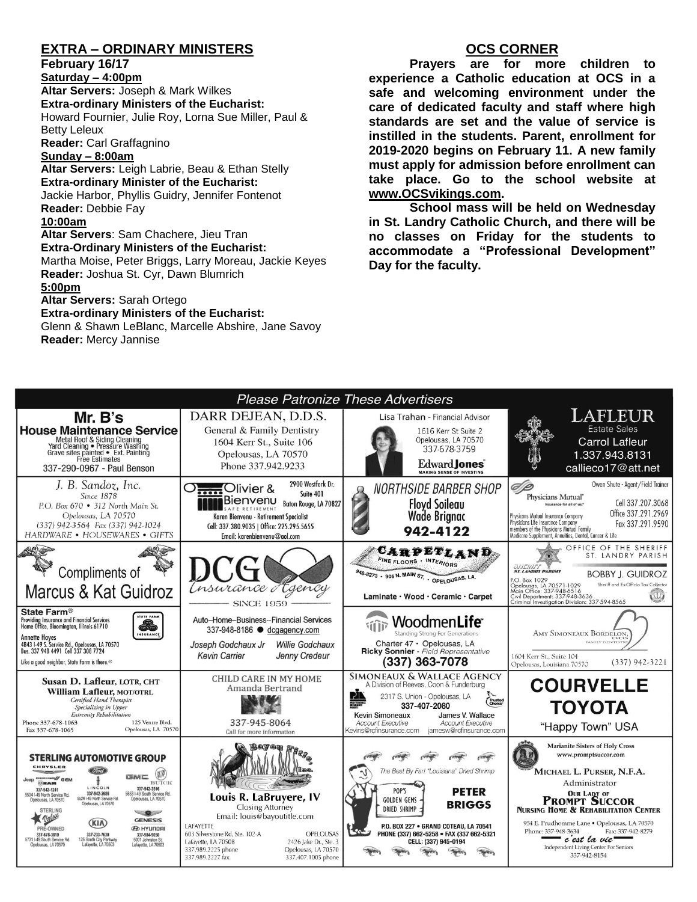## EXTRA – ORDINARY MINISTERS

**February 16/17**

**Saturday – 4:00pm**

**Altar Servers:** Joseph & Mark Wilkes
**Extra-ordinary Ministers of the Eucharist:**
Howard Fournier, Julie Roy, Lorna Sue Miller, Paul & Betty Leleux
**Reader:** Carl Graffagnino

**Sunday – 8:00am**

**Altar Servers:** Leigh Labrie, Beau & Ethan Stelly
**Extra-ordinary Minister of the Eucharist:**
Jackie Harbor, Phyllis Guidry, Jennifer Fontenot
**Reader:** Debbie Fay

**10:00am**

**Altar Servers**: Sam Chachere, Jieu Tran
**Extra-Ordinary Ministers of the Eucharist:**
Martha Moise, Peter Briggs, Larry Moreau, Jackie Keyes
**Reader:** Joshua St. Cyr, Dawn Blumrich

**5:00pm**

**Altar Servers:** Sarah Ortego
**Extra-ordinary Ministers of the Eucharist:**
Glenn & Shawn LeBlanc, Marcelle Abshire, Jane Savoy
**Reader:** Mercy Jannise

## OCS CORNER

**Prayers are for more children to experience a Catholic education at OCS in a safe and welcoming environment under the care of dedicated faculty and staff where high standards are set and the value of service is instilled in the students. Parent, enrollment for 2019-2020 begins on February 11. A new family must apply for admission before enrollment can take place. Go to the school website at www.OCSvikings.com.**

**School mass will be held on Wednesday in St. Landry Catholic Church, and there will be no classes on Friday for the students to accommodate a "Professional Development" Day for the faculty.**

## Please Patronize These Advertisers

**Mr. B's House Maintenance Service** — Metal Roof & Siding Cleaning, Yard Cleaning • Pressure Washing, Grave sites painted • Ext. Painting, Free Estimates. 337-290-0967 - Paul Benson

**DARR DEJEAN, D.D.S.** — General & Family Dentistry, 1604 Kerr St., Suite 106, Opelousas, LA 70570. Phone 337.942.9233

**Lisa Trahan - Financial Advisor** — 1616 Kerr St Suite 2, Opelousas, LA 70570, 337-678-3759. Edward Jones — Making Sense of Investing

**LAFLEUR Estate Sales** — Carrol Lafleur, 1.337.943.8131, callieco17@att.net

**J. B. Sandoz, Inc.** — Since 1878. P.O. Box 670 • 312 North Main St., Opelousas, LA 70570. (337) 942-3564 Fax (337) 942-1024. HARDWARE • HOUSEWARES • GIFTS

**Olivier & Bienvenu Safe Retirement** — 2900 Westfork Dr. Suite 401, Baton Rouge, LA 70827. Karen Bienvenu - Retirement Specialist. Cell: 337.380.9035 | Office: 225.295.5655. Email: karenbienvenu@aol.com

**NORTHSIDE BARBER SHOP** — Floyd Soileau, Wade Brignac. 942-4122

**Physicians Mutual** — Insurance for all of us. Owen Shute - Agent/Field Trainer. Cell 337.207.3068, Office 337.291.2969, Fax 337.291.9590. Physicians Mutual Insurance Company, Physicians Life Insurance Company, members of the Physicians Mutual Family. Medicare Supplement, Annuities, Dental, Cancer & Life

**Compliments of Marcus & Kat Guidroz**

**DCG Insurance Agency** — Since 1959

**CARPETLAND** — Fine Floors • Interiors. 948-8273 • 905 N. Main St. • Opelousas, LA. Laminate • Wood • Ceramic • Carpet

**Office of the Sheriff, St. Landry Parish** — Bobby J. Guidroz, Sheriff and ExOfficio Tax Collector. P.O. Box 1029, Opelousas, LA 70571-1029. Main Office: 337-948-6516. Civil Department: 337-948-3636. Criminal Investigation Division: 337-594-8565

**State Farm** — Providing Insurance and Financial Services, Home Office, Bloomington, Illinois 61710. Annette Hayes, 4843 I-49 S. Service Rd., Opelousas, LA 70570. Bus. 337 948 4491 Cell 337 308 7724. Like a good neighbor, State Farm is there.

**Auto–Home–Business–Financial Services** — 337-948-8186 ● dcgagency.com. Joseph Godchaux Jr, Willie Godchaux, Kevin Carrier, Jenny Credeur

**WoodmenLife** — Standing Strong For Generations. Charter 47 • Opelousas, LA. Ricky Sonnier - Field Representative. (337) 363-7078

**Amy Simoneaux Bordelon, DDS** — Family Dentistry. 1604 Kerr St., Suite 104, Opelousas, Louisiana 70570. (337) 942-3221

**Susan D. Lafleur, LOTR, CHT; William Lafleur, MOT/OTRL** — Certified Hand Therapist, Specializing in Upper Extremity Rehabilitation. Phone 337-678-1063, Fax 337-678-1065. 125 Ventre Blvd., Opelousas, LA 70570

**CHILD CARE IN MY HOME** — Amanda Bertrand. 337-945-8064. Call for more information

**SIMONEAUX & WALLACE AGENCY** — A Division of Reeves, Coon & Funderburg. 2317 S. Union - Opelousas, LA. 337-407-2080. Kevin Simoneaux, Account Executive, Kevins@rcfinsurance.com. James V. Wallace, Account Executive, jamesw@rcfinsurance.com

**COURVELLE TOYOTA** — "Happy Town" USA

**STERLING AUTOMOTIVE GROUP** — Chrysler, Jeep, Dodge, Ram, GEM: 337-942-1241, 5504 I-49 North Service Rd., Opelousas, LA 70570. Lincoln: 337-942-2686, 5524 I-49 North Service Rd., Opelousas, LA 70570. GMC Buick: 337-942-3516, 5853 I-49 South Service Rd., Opelousas, LA 70570. Sterling Value Pre-Owned: 337-678-3810, 5731 I-49 South Service Rd., Opelousas, LA 70570. Kia: 337-233-7630, 125 South City Parkway, Lafayette, LA 70503. Genesis Hyundai: 337-984-9050, 5001 Johnston St., Lafayette, LA 70503

**Bayou Title, Inc.** — Louis R. LaBruyere, IV, Closing Attorney. Email: louis@bayoutitle.com. Lafayette: 603 Silverstone Rd, Ste. 102-A, Lafayette, LA 70508, 337.989.2225 phone, 337.989.2227 fax. Opelousas: 2426 Jake Dr., Ste. 3, Opelousas, LA 70570, 337.407.1005 phone

**Pop's Golden Gems Dried Shrimp** — The Best By Far! "Louisiana" Dried Shrimp. PETER BRIGGS. P.O. Box 227 • Grand Coteau, LA 70541. Phone (337) 662-5258 • Fax (337) 662-5321. Cell: (337) 945-0194

**Marianite Sisters of Holy Cross** — www.promptsuccor.com. Michael L. Purser, N.F.A., Administrator. Our Lady of Prompt Succor Nursing Home & Rehabilitation Center. 954 E. Prudhomme Lane • Opelousas, LA 70570. Phone: 337-948-3634, Fax: 337-942-8279. c'est la vie — Independent Living Center For Seniors, 337-942-8154